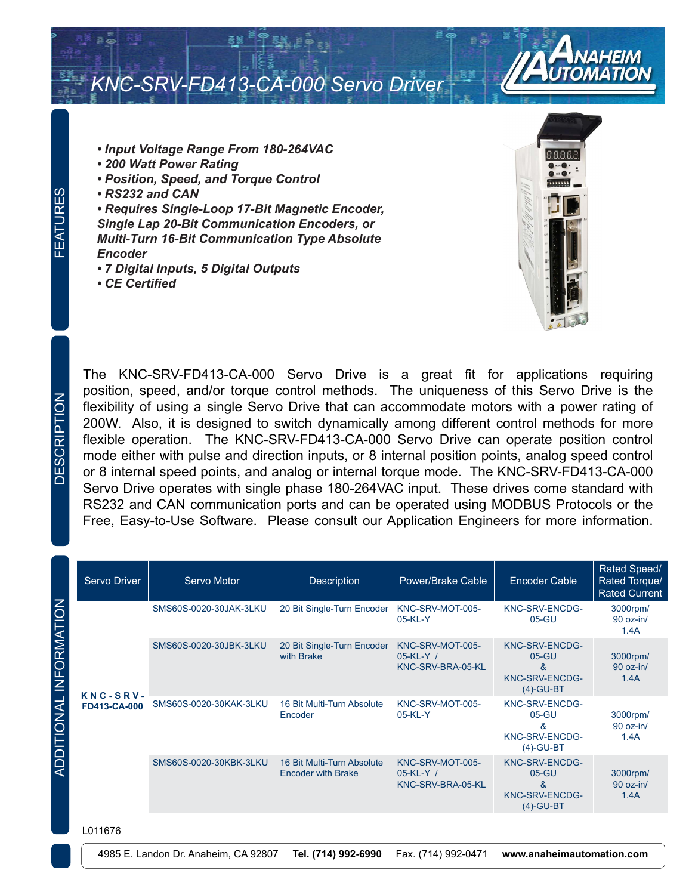# KNC-SRV-FD413-CA-000 Servo Driver

## FEATURES

- ***Input Voltage Range From 180-264VAC***
- ***200 Watt Power Rating***
- ***Position, Speed, and Torque Control***
- ***RS232 and CAN***
- ***Requires Single-Loop 17-Bit Magnetic Encoder, Single Lap 20-Bit Communication Encoders, or Multi-Turn 16-Bit Communication Type Absolute Encoder***
- ***7 Digital Inputs, 5 Digital Outputs***
- ***CE Certified***

## DESCRIPTION

The KNC-SRV-FD413-CA-000 Servo Drive is a great fit for applications requiring position, speed, and/or torque control methods. The uniqueness of this Servo Drive is the flexibility of using a single Servo Drive that can accommodate motors with a power rating of 200W. Also, it is designed to switch dynamically among different control methods for more flexible operation. The KNC-SRV-FD413-CA-000 Servo Drive can operate position control mode either with pulse and direction inputs, or 8 internal position points, analog speed control or 8 internal speed points, and analog or internal torque mode. The KNC-SRV-FD413-CA-000 Servo Drive operates with single phase 180-264VAC input. These drives come standard with RS232 and CAN communication ports and can be operated using MODBUS Protocols or the Free, Easy-to-Use Software. Please consult our Application Engineers for more information.

## ADDITIONAL INFORMATION

| Servo Driver | Servo Motor | Description | Power/Brake Cable | Encoder Cable | Rated Speed/ Rated Torque/ Rated Current |
|---|---|---|---|---|---|
| **KNC-SRV-FD413-CA-000** | SMS60S-0020-30JAK-3LKU | 20 Bit Single-Turn Encoder | KNC-SRV-MOT-005-05-KL-Y | KNC-SRV-ENCDG-05-GU | 3000rpm/ 90 oz-in/ 1.4A |
| | SMS60S-0020-30JBK-3LKU | 20 Bit Single-Turn Encoder with Brake | KNC-SRV-MOT-005-05-KL-Y / KNC-SRV-BRA-05-KL | KNC-SRV-ENCDG-05-GU & KNC-SRV-ENCDG-(4)-GU-BT | 3000rpm/ 90 oz-in/ 1.4A |
| | SMS60S-0020-30KAK-3LKU | 16 Bit Multi-Turn Absolute Encoder | KNC-SRV-MOT-005-05-KL-Y | KNC-SRV-ENCDG-05-GU & KNC-SRV-ENCDG-(4)-GU-BT | 3000rpm/ 90 oz-in/ 1.4A |
| | SMS60S-0020-30KBK-3LKU | 16 Bit Multi-Turn Absolute Encoder with Brake | KNC-SRV-MOT-005-05-KL-Y / KNC-SRV-BRA-05-KL | KNC-SRV-ENCDG-05-GU & KNC-SRV-ENCDG-(4)-GU-BT | 3000rpm/ 90 oz-in/ 1.4A |

L011676

4985 E. Landon Dr. Anaheim, CA 92807 **Tel. (714) 992-6990** Fax. (714) 992-0471 **www.anaheimautomation.com**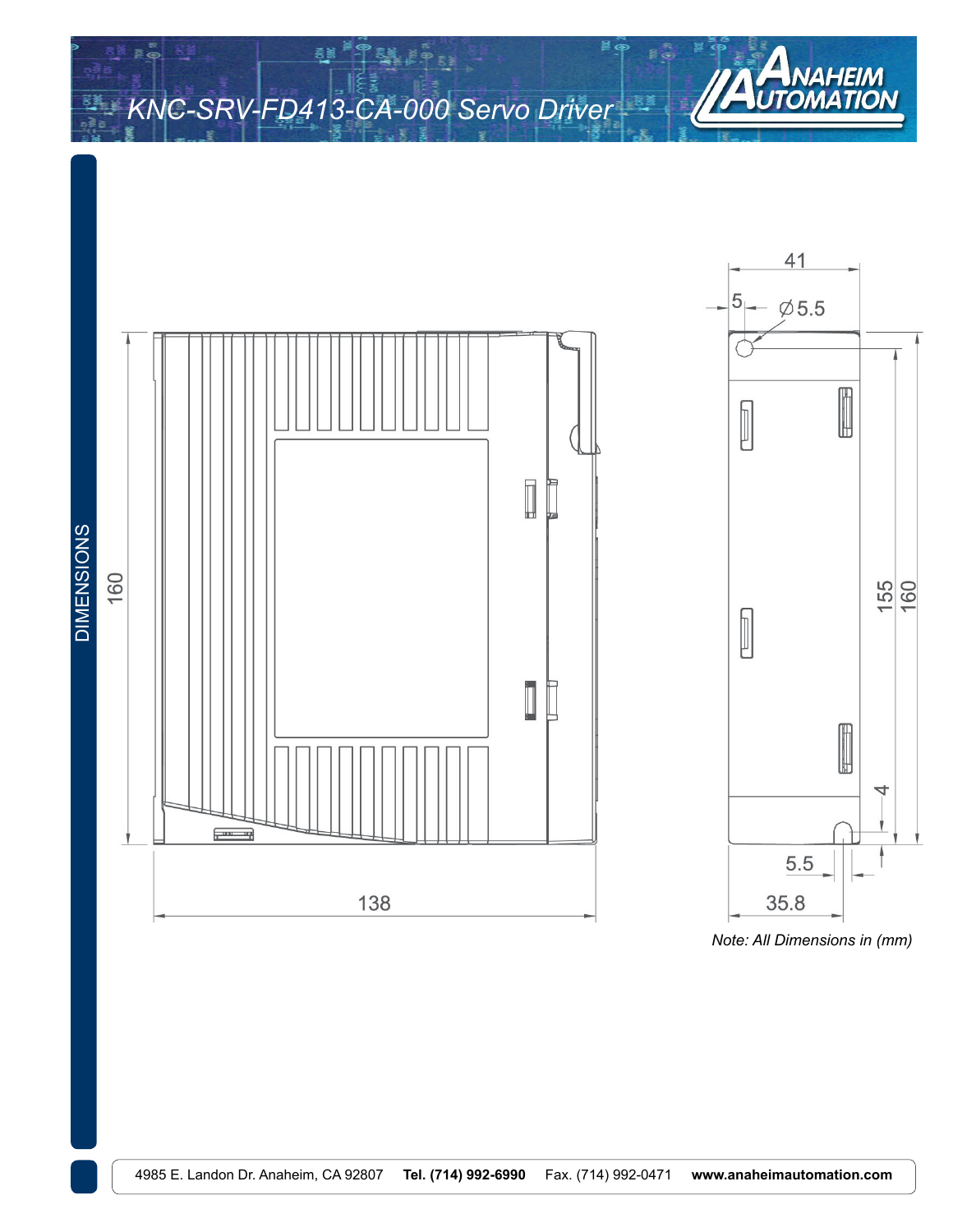# KNC-SRV-FD413-CA-000 Servo Driver

## DIMENSIONS

160

138

41

5

∅5.5

155

160

4

5.5

35.8

*Note: All Dimensions in (mm)*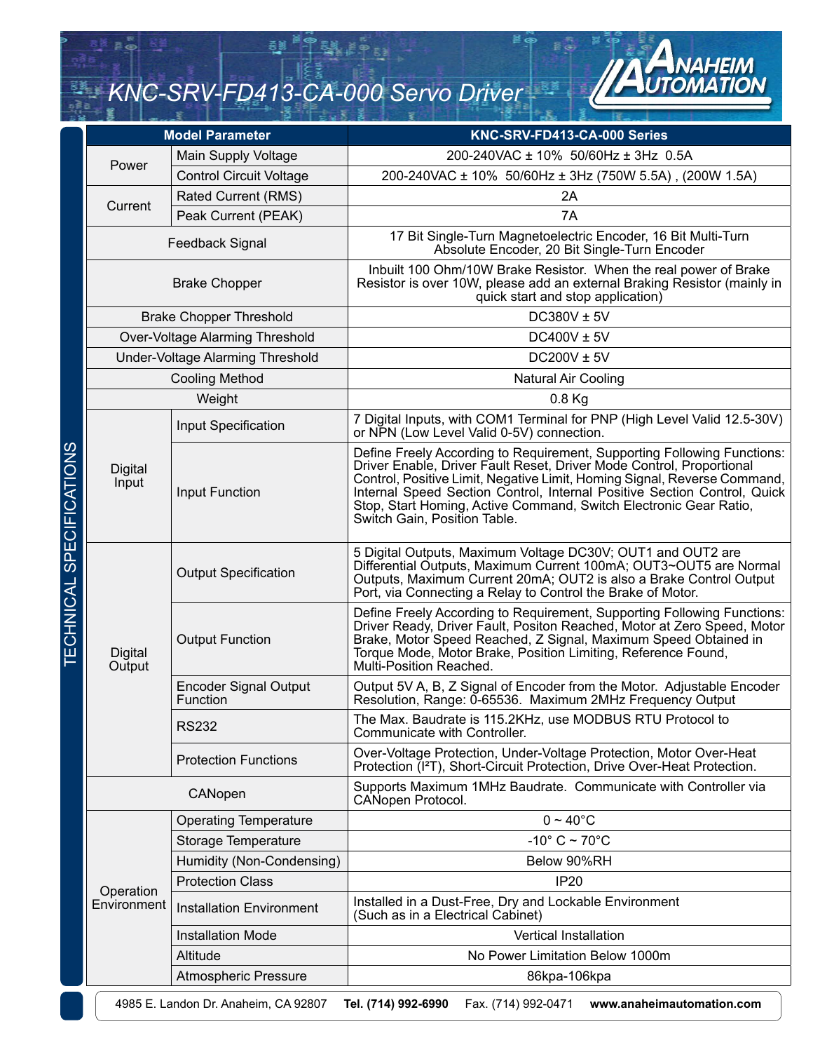# KNC-SRV-FD413-CA-000 Servo Driver

## TECHNICAL SPECIFICATIONS

| Model Parameter | | KNC-SRV-FD413-CA-000 Series |
|---|---|---|
| Power | Main Supply Voltage | 200-240VAC ± 10% 50/60Hz ± 3Hz 0.5A |
| | Control Circuit Voltage | 200-240VAC ± 10% 50/60Hz ± 3Hz (750W 5.5A) , (200W 1.5A) |
| Current | Rated Current (RMS) | 2A |
| | Peak Current (PEAK) | 7A |
| Feedback Signal | | 17 Bit Single-Turn Magnetoelectric Encoder, 16 Bit Multi-Turn Absolute Encoder, 20 Bit Single-Turn Encoder |
| Brake Chopper | | Inbuilt 100 Ohm/10W Brake Resistor. When the real power of Brake Resistor is over 10W, please add an external Braking Resistor (mainly in quick start and stop application) |
| Brake Chopper Threshold | | DC380V ± 5V |
| Over-Voltage Alarming Threshold | | DC400V ± 5V |
| Under-Voltage Alarming Threshold | | DC200V ± 5V |
| Cooling Method | | Natural Air Cooling |
| Weight | | 0.8 Kg |
| Digital Input | Input Specification | 7 Digital Inputs, with COM1 Terminal for PNP (High Level Valid 12.5-30V) or NPN (Low Level Valid 0-5V) connection. |
| | Input Function | Define Freely According to Requirement, Supporting Following Functions: Driver Enable, Driver Fault Reset, Driver Mode Control, Proportional Control, Positive Limit, Negative Limit, Homing Signal, Reverse Command, Internal Speed Section Control, Internal Positive Section Control, Quick Stop, Start Homing, Active Command, Switch Electronic Gear Ratio, Switch Gain, Position Table. |
| Digital Output | Output Specification | 5 Digital Outputs, Maximum Voltage DC30V; OUT1 and OUT2 are Differential Outputs, Maximum Current 100mA; OUT3~OUT5 are Normal Outputs, Maximum Current 20mA; OUT2 is also a Brake Control Output Port, via Connecting a Relay to Control the Brake of Motor. |
| | Output Function | Define Freely According to Requirement, Supporting Following Functions: Driver Ready, Driver Fault, Positon Reached, Motor at Zero Speed, Motor Brake, Motor Speed Reached, Z Signal, Maximum Speed Obtained in Torque Mode, Motor Brake, Position Limiting, Reference Found, Multi-Position Reached. |
| | Encoder Signal Output Function | Output 5V A, B, Z Signal of Encoder from the Motor. Adjustable Encoder Resolution, Range: 0-65536. Maximum 2MHz Frequency Output |
| | RS232 | The Max. Baudrate is 115.2KHz, use MODBUS RTU Protocol to Communicate with Controller. |
| | Protection Functions | Over-Voltage Protection, Under-Voltage Protection, Motor Over-Heat Protection ($I^2T$), Short-Circuit Protection, Drive Over-Heat Protection. |
| CANopen | | Supports Maximum 1MHz Baudrate. Communicate with Controller via CANopen Protocol. |
| Operation Environment | Operating Temperature | 0 ~ 40°C |
| | Storage Temperature | -10° C ~ 70°C |
| | Humidity (Non-Condensing) | Below 90%RH |
| | Protection Class | IP20 |
| | Installation Environment | Installed in a Dust-Free, Dry and Lockable Environment (Such as in a Electrical Cabinet) |
| | Installation Mode | Vertical Installation |
| | Altitude | No Power Limitation Below 1000m |
| | Atmospheric Pressure | 86kpa-106kpa |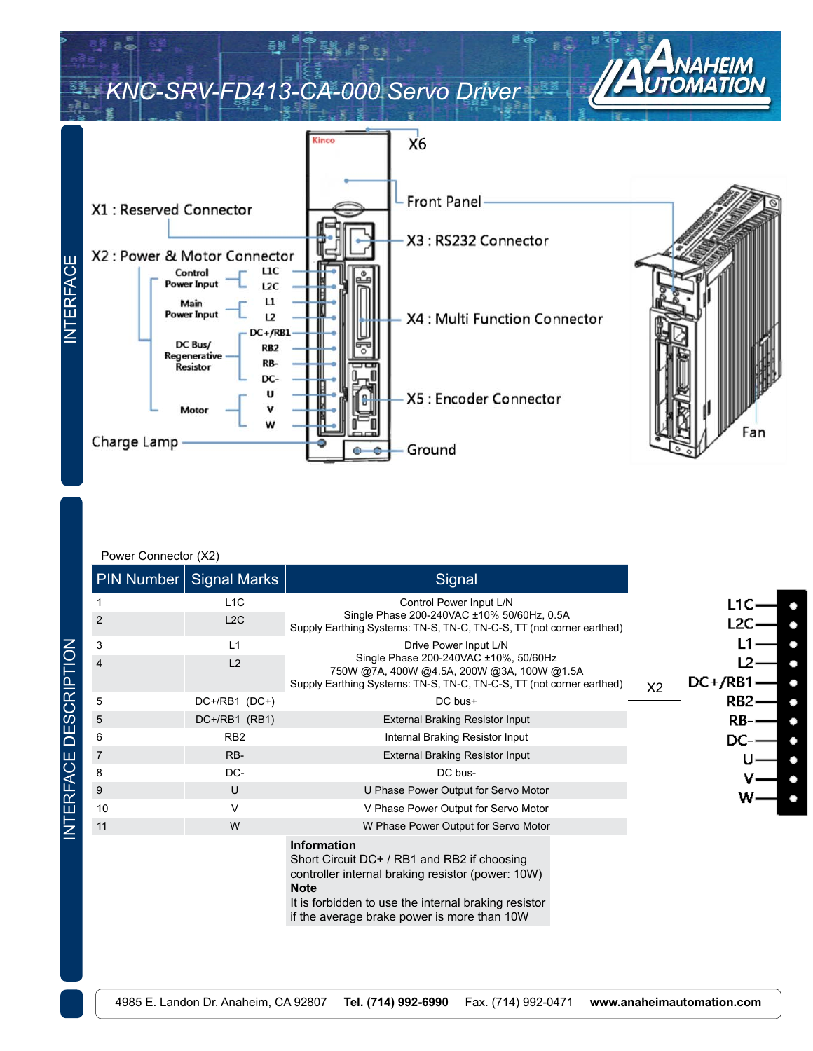# KNC-SRV-FD413-CA-000 Servo Driver

## INTERFACE

X1 : Reserved Connector

X2 : Power & Motor Connector

- Control Power Input: L1C, L2C
- Main Power Input: L1, L2
- DC Bus/ Regenerative Resistor: DC+/RB1, RB2, RB-, DC-
- Motor: U, V, W

Charge Lamp

X6

Front Panel

X3 : RS232 Connector

X4 : Multi Function Connector

X5 : Encoder Connector

Ground

Fan

## INTERFACE DESCRIPTION

Power Connector (X2)

| PIN Number | Signal Marks | Signal |
|---|---|---|
| 1 | L1C | Control Power Input L/N<br>Single Phase 200-240VAC ±10% 50/60Hz, 0.5A<br>Supply Earthing Systems: TN-S, TN-C, TN-C-S, TT (not corner earthed) |
| 2 | L2C | |
| 3 | L1 | Drive Power Input L/N<br>Single Phase 200-240VAC ±10%, 50/60Hz<br>750W @7A, 400W @4.5A, 200W @3A, 100W @1.5A<br>Supply Earthing Systems: TN-S, TN-C, TN-C-S, TT (not corner earthed) |
| 4 | L2 | |
| 5 | DC+/RB1 (DC+) | DC bus+ |
| 5 | DC+/RB1 (RB1) | External Braking Resistor Input |
| 6 | RB2 | Internal Braking Resistor Input |
| 7 | RB- | External Braking Resistor Input |
| 8 | DC- | DC bus- |
| 9 | U | U Phase Power Output for Servo Motor |
| 10 | V | V Phase Power Output for Servo Motor |
| 11 | W | W Phase Power Output for Servo Motor |

**Information**
Short Circuit DC+ / RB1 and RB2 if choosing controller internal braking resistor (power: 10W)

**Note**
It is forbidden to use the internal braking resistor if the average brake power is more than 10W

X2: L1C, L2C, L1, L2, DC+/RB1, RB2, RB-, DC-, U, V, W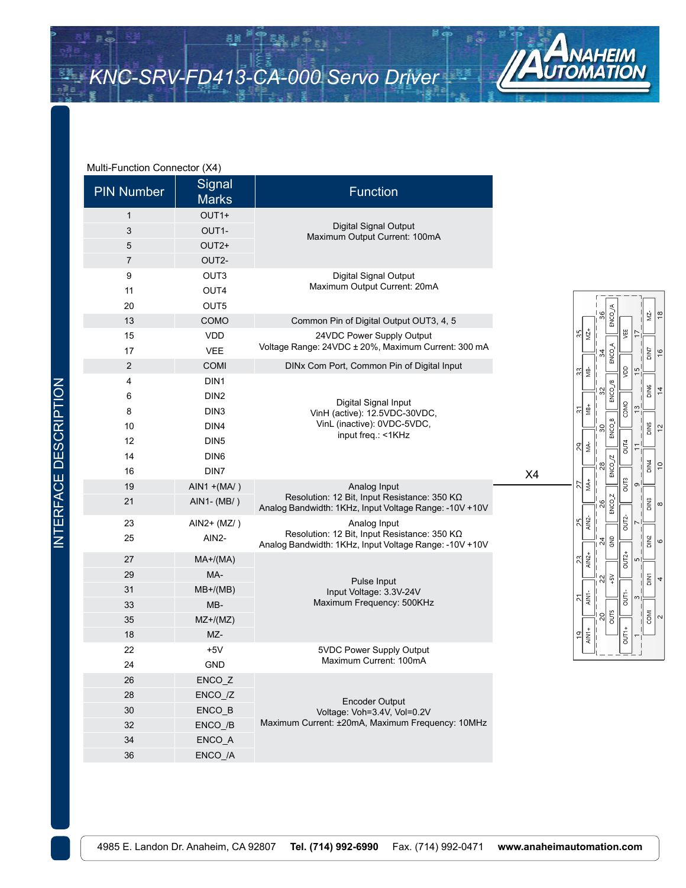Multi-Function Connector (X4)

| PIN Number | Signal Marks | Function |
|---|---|---|
| 1 | OUT1+ | Digital Signal Output<br>Maximum Output Current: 100mA |
| 3 | OUT1- | |
| 5 | OUT2+ | |
| 7 | OUT2- | |
| 9 | OUT3 | Digital Signal Output<br>Maximum Output Current: 20mA |
| 11 | OUT4 | |
| 20 | OUT5 | |
| 13 | COMO | Common Pin of Digital Output OUT3, 4, 5 |
| 15 | VDD | 24VDC Power Supply Output<br>Voltage Range: 24VDC ± 20%, Maximum Current: 300 mA |
| 17 | VEE | |
| 2 | COMI | DINx Com Port, Common Pin of Digital Input |
| 4 | DIN1 | Digital Signal Input<br>VinH (active): 12.5VDC-30VDC,<br>VinL (inactive): 0VDC-5VDC,<br>input freq.: <1KHz |
| 6 | DIN2 | |
| 8 | DIN3 | |
| 10 | DIN4 | |
| 12 | DIN5 | |
| 14 | DIN6 | |
| 16 | DIN7 | |
| 19 | AIN1 +(MA/ ) | Analog Input<br>Resolution: 12 Bit, Input Resistance: 350 KΩ<br>Analog Bandwidth: 1KHz, Input Voltage Range: -10V +10V |
| 21 | AIN1- (MB/ ) | |
| 23 | AIN2+ (MZ/ ) | Analog Input<br>Resolution: 12 Bit, Input Resistance: 350 KΩ<br>Analog Bandwidth: 1KHz, Input Voltage Range: -10V +10V |
| 25 | AIN2- | |
| 27 | MA+/(MA) | Pulse Input<br>Input Voltage: 3.3V-24V<br>Maximum Frequency: 500KHz |
| 29 | MA- | |
| 31 | MB+/(MB) | |
| 33 | MB- | |
| 35 | MZ+/(MZ) | |
| 18 | MZ- | |
| 22 | +5V | 5VDC Power Supply Output<br>Maximum Current: 100mA |
| 24 | GND | |
| 26 | ENCO_Z | Encoder Output<br>Voltage: Voh=3.4V, Vol=0.2V<br>Maximum Current: ±20mA, Maximum Frequency: 10MHz |
| 28 | ENCO_/Z | |
| 30 | ENCO_B | |
| 32 | ENCO_/B | |
| 34 | ENCO_A | |
| 36 | ENCO_/A | |

X4

| 19 AIN1+ | 21 AIN1- | 23 AIN2+ | 25 AIN2- | 27 MA+ | 29 MA- | 31 MB+ | 33 MB- | 35 MZ+ |
|---|---|---|---|---|---|---|---|---|
| 20 OUT5 | 22 +5V | 24 GND | 26 ENCO_Z | 28 ENCO_/Z | 30 ENCO_B | 32 ENCO_/B | 34 ENCO_A | 36 ENCO_/A |
| 1 OUT1+ | 3 OUT1- | 5 OUT2+ | 7 OUT2- | 9 OUT3 | 11 OUT4 | 13 COMO | 15 VDD | 17 VEE |
| 2 COMI | 4 DIN1 | 6 DIN2 | 8 DIN3 | 10 DIN4 | 12 DIN5 | 14 DIN6 | 16 DIN7 | 18 MZ- |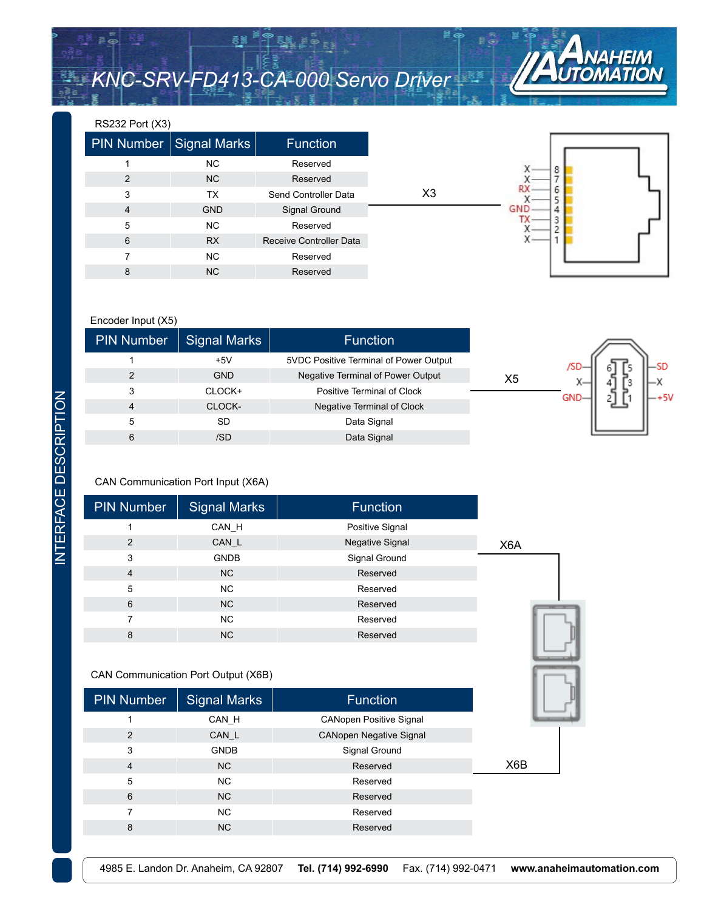## RS232 Port (X3)

| PIN Number | Signal Marks | Function |
|---|---|---|
| 1 | NC | Reserved |
| 2 | NC | Reserved |
| 3 | TX | Send Controller Data |
| 4 | GND | Signal Ground |
| 5 | NC | Reserved |
| 6 | RX | Receive Controller Data |
| 7 | NC | Reserved |
| 8 | NC | Reserved |

X3

X 8
X 7
RX 6
X 5
GND 4
TX 3
X 2
X 1

## Encoder Input (X5)

| PIN Number | Signal Marks | Function |
|---|---|---|
| 1 | +5V | 5VDC Positive Terminal of Power Output |
| 2 | GND | Negative Terminal of Power Output |
| 3 | CLOCK+ | Positive Terminal of Clock |
| 4 | CLOCK- | Negative Terminal of Clock |
| 5 | SD | Data Signal |
| 6 | /SD | Data Signal |

X5

/SD 6 5 SD
X 4 3 X
GND 2 1 +5V

## CAN Communication Port Input (X6A)

| PIN Number | Signal Marks | Function |
|---|---|---|
| 1 | CAN_H | Positive Signal |
| 2 | CAN_L | Negative Signal |
| 3 | GNDB | Signal Ground |
| 4 | NC | Reserved |
| 5 | NC | Reserved |
| 6 | NC | Reserved |
| 7 | NC | Reserved |
| 8 | NC | Reserved |

X6A

## CAN Communication Port Output (X6B)

| PIN Number | Signal Marks | Function |
|---|---|---|
| 1 | CAN_H | CANopen Positive Signal |
| 2 | CAN_L | CANopen Negative Signal |
| 3 | GNDB | Signal Ground |
| 4 | NC | Reserved |
| 5 | NC | Reserved |
| 6 | NC | Reserved |
| 7 | NC | Reserved |
| 8 | NC | Reserved |

X6B